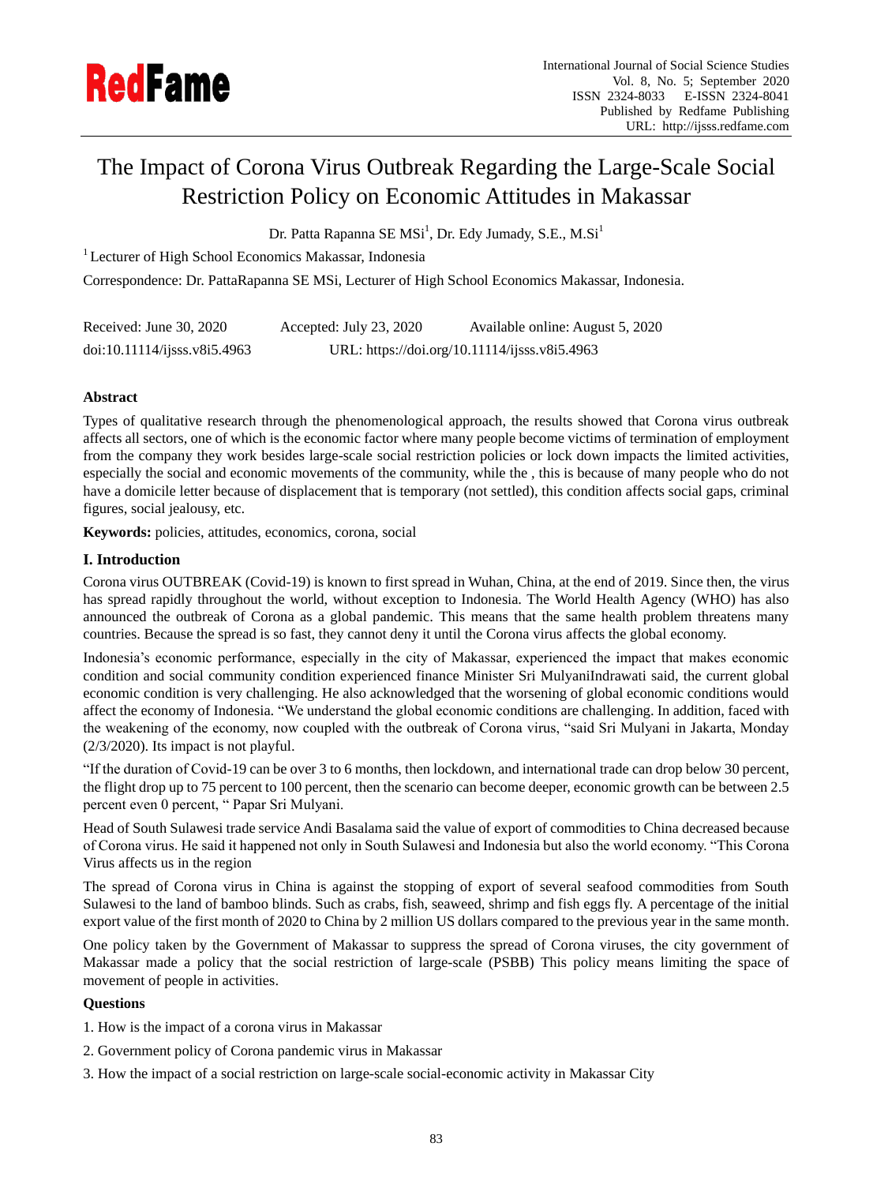# The Impact of Corona Virus Outbreak Regarding the Large-Scale Social Restriction Policy on Economic Attitudes in Makassar

Dr. Patta Rapanna SE MSi[1], Dr. Edy Jumady, S.E., M.Si[1]

[1] Lecturer of High School Economics Makassar, Indonesia

Correspondence: Dr. PattaRapanna SE MSi, Lecturer of High School Economics Makassar, Indonesia.

Received: June 30, 2020 Accepted: July 23, 2020 Available online: August 5, 2020

doi:10.11114/ijsss.v8i5.4963 URL: https://doi.org/10.11114/ijsss.v8i5.4963

**Abstract**

Types of qualitative research through the phenomenological approach, the results showed that Corona virus outbreak affects all sectors, one of which is the economic factor where many people become victims of termination of employment from the company they work besides large-scale social restriction policies or lock down impacts the limited activities, especially the social and economic movements of the community, while the , this is because of many people who do not have a domicile letter because of displacement that is temporary (not settled), this condition affects social gaps, criminal figures, social jealousy, etc.

**Keywords:** policies, attitudes, economics, corona, social

## I. Introduction

Corona virus OUTBREAK (Covid-19) is known to first spread in Wuhan, China, at the end of 2019. Since then, the virus has spread rapidly throughout the world, without exception to Indonesia. The World Health Agency (WHO) has also announced the outbreak of Corona as a global pandemic. This means that the same health problem threatens many countries. Because the spread is so fast, they cannot deny it until the Corona virus affects the global economy.

Indonesia's economic performance, especially in the city of Makassar, experienced the impact that makes economic condition and social community condition experienced finance Minister Sri MulyaniIndrawati said, the current global economic condition is very challenging. He also acknowledged that the worsening of global economic conditions would affect the economy of Indonesia. "We understand the global economic conditions are challenging. In addition, faced with the weakening of the economy, now coupled with the outbreak of Corona virus, "said Sri Mulyani in Jakarta, Monday (2/3/2020). Its impact is not playful.

"If the duration of Covid-19 can be over 3 to 6 months, then lockdown, and international trade can drop below 30 percent, the flight drop up to 75 percent to 100 percent, then the scenario can become deeper, economic growth can be between 2.5 percent even 0 percent, " Papar Sri Mulyani.

Head of South Sulawesi trade service Andi Basalama said the value of export of commodities to China decreased because of Corona virus. He said it happened not only in South Sulawesi and Indonesia but also the world economy. "This Corona Virus affects us in the region

The spread of Corona virus in China is against the stopping of export of several seafood commodities from South Sulawesi to the land of bamboo blinds. Such as crabs, fish, seaweed, shrimp and fish eggs fly. A percentage of the initial export value of the first month of 2020 to China by 2 million US dollars compared to the previous year in the same month.

One policy taken by the Government of Makassar to suppress the spread of Corona viruses, the city government of Makassar made a policy that the social restriction of large-scale (PSBB) This policy means limiting the space of movement of people in activities.

**Questions**

1. How is the impact of a corona virus in Makassar
2. Government policy of Corona pandemic virus in Makassar
3. How the impact of a social restriction on large-scale social-economic activity in Makassar City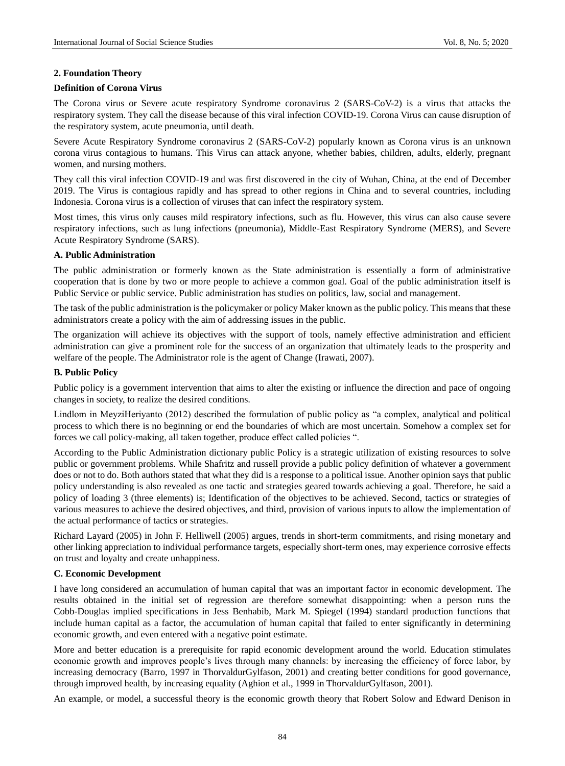## 2. Foundation Theory

### Definition of Corona Virus

The Corona virus or Severe acute respiratory Syndrome coronavirus 2 (SARS-CoV-2) is a virus that attacks the respiratory system. They call the disease because of this viral infection COVID-19. Corona Virus can cause disruption of the respiratory system, acute pneumonia, until death.

Severe Acute Respiratory Syndrome coronavirus 2 (SARS-CoV-2) popularly known as Corona virus is an unknown corona virus contagious to humans. This Virus can attack anyone, whether babies, children, adults, elderly, pregnant women, and nursing mothers.

They call this viral infection COVID-19 and was first discovered in the city of Wuhan, China, at the end of December 2019. The Virus is contagious rapidly and has spread to other regions in China and to several countries, including Indonesia. Corona virus is a collection of viruses that can infect the respiratory system.

Most times, this virus only causes mild respiratory infections, such as flu. However, this virus can also cause severe respiratory infections, such as lung infections (pneumonia), Middle-East Respiratory Syndrome (MERS), and Severe Acute Respiratory Syndrome (SARS).

### A. Public Administration

The public administration or formerly known as the State administration is essentially a form of administrative cooperation that is done by two or more people to achieve a common goal. Goal of the public administration itself is Public Service or public service. Public administration has studies on politics, law, social and management.

The task of the public administration is the policymaker or policy Maker known as the public policy. This means that these administrators create a policy with the aim of addressing issues in the public.

The organization will achieve its objectives with the support of tools, namely effective administration and efficient administration can give a prominent role for the success of an organization that ultimately leads to the prosperity and welfare of the people. The Administrator role is the agent of Change (Irawati, 2007).

### B. Public Policy

Public policy is a government intervention that aims to alter the existing or influence the direction and pace of ongoing changes in society, to realize the desired conditions.

Lindlom in MeyziHeriyanto (2012) described the formulation of public policy as "a complex, analytical and political process to which there is no beginning or end the boundaries of which are most uncertain. Somehow a complex set for forces we call policy-making, all taken together, produce effect called policies ".

According to the Public Administration dictionary public Policy is a strategic utilization of existing resources to solve public or government problems. While Shafritz and russell provide a public policy definition of whatever a government does or not to do. Both authors stated that what they did is a response to a political issue. Another opinion says that public policy understanding is also revealed as one tactic and strategies geared towards achieving a goal. Therefore, he said a policy of loading 3 (three elements) is; Identification of the objectives to be achieved. Second, tactics or strategies of various measures to achieve the desired objectives, and third, provision of various inputs to allow the implementation of the actual performance of tactics or strategies.

Richard Layard (2005) in John F. Helliwell (2005) argues, trends in short-term commitments, and rising monetary and other linking appreciation to individual performance targets, especially short-term ones, may experience corrosive effects on trust and loyalty and create unhappiness.

### C. Economic Development

I have long considered an accumulation of human capital that was an important factor in economic development. The results obtained in the initial set of regression are therefore somewhat disappointing: when a person runs the Cobb-Douglas implied specifications in Jess Benhabib, Mark M. Spiegel (1994) standard production functions that include human capital as a factor, the accumulation of human capital that failed to enter significantly in determining economic growth, and even entered with a negative point estimate.

More and better education is a prerequisite for rapid economic development around the world. Education stimulates economic growth and improves people's lives through many channels: by increasing the efficiency of force labor, by increasing democracy (Barro, 1997 in ThorvaldurGylfason, 2001) and creating better conditions for good governance, through improved health, by increasing equality (Aghion et al., 1999 in ThorvaldurGylfason, 2001).

An example, or model, a successful theory is the economic growth theory that Robert Solow and Edward Denison in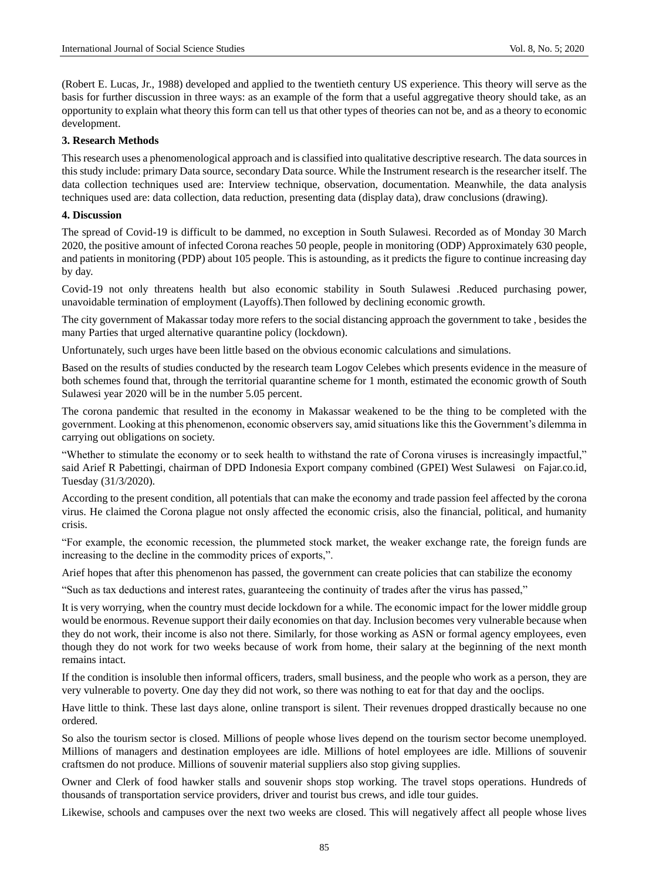(Robert E. Lucas, Jr., 1988) developed and applied to the twentieth century US experience. This theory will serve as the basis for further discussion in three ways: as an example of the form that a useful aggregative theory should take, as an opportunity to explain what theory this form can tell us that other types of theories can not be, and as a theory to economic development.

### 3. Research Methods

This research uses a phenomenological approach and is classified into qualitative descriptive research. The data sources in this study include: primary Data source, secondary Data source. While the Instrument research is the researcher itself. The data collection techniques used are: Interview technique, observation, documentation. Meanwhile, the data analysis techniques used are: data collection, data reduction, presenting data (display data), draw conclusions (drawing).

### 4. Discussion

The spread of Covid-19 is difficult to be dammed, no exception in South Sulawesi. Recorded as of Monday 30 March 2020, the positive amount of infected Corona reaches 50 people, people in monitoring (ODP) Approximately 630 people, and patients in monitoring (PDP) about 105 people. This is astounding, as it predicts the figure to continue increasing day by day.

Covid-19 not only threatens health but also economic stability in South Sulawesi .Reduced purchasing power, unavoidable termination of employment (Layoffs).Then followed by declining economic growth.

The city government of Makassar today more refers to the social distancing approach the government to take , besides the many Parties that urged alternative quarantine policy (lockdown).

Unfortunately, such urges have been little based on the obvious economic calculations and simulations.

Based on the results of studies conducted by the research team Logov Celebes which presents evidence in the measure of both schemes found that, through the territorial quarantine scheme for 1 month, estimated the economic growth of South Sulawesi year 2020 will be in the number 5.05 percent.

The corona pandemic that resulted in the economy in Makassar weakened to be the thing to be completed with the government. Looking at this phenomenon, economic observers say, amid situations like this the Government's dilemma in carrying out obligations on society.

"Whether to stimulate the economy or to seek health to withstand the rate of Corona viruses is increasingly impactful," said Arief R Pabettingi, chairman of DPD Indonesia Export company combined (GPEI) West Sulawesi on Fajar.co.id, Tuesday (31/3/2020).

According to the present condition, all potentials that can make the economy and trade passion feel affected by the corona virus. He claimed the Corona plague not onsly affected the economic crisis, also the financial, political, and humanity crisis.

"For example, the economic recession, the plummeted stock market, the weaker exchange rate, the foreign funds are increasing to the decline in the commodity prices of exports,".

Arief hopes that after this phenomenon has passed, the government can create policies that can stabilize the economy

"Such as tax deductions and interest rates, guaranteeing the continuity of trades after the virus has passed,"

It is very worrying, when the country must decide lockdown for a while. The economic impact for the lower middle group would be enormous. Revenue support their daily economies on that day. Inclusion becomes very vulnerable because when they do not work, their income is also not there. Similarly, for those working as ASN or formal agency employees, even though they do not work for two weeks because of work from home, their salary at the beginning of the next month remains intact.

If the condition is insoluble then informal officers, traders, small business, and the people who work as a person, they are very vulnerable to poverty. One day they did not work, so there was nothing to eat for that day and the ooclips.

Have little to think. These last days alone, online transport is silent. Their revenues dropped drastically because no one ordered.

So also the tourism sector is closed. Millions of people whose lives depend on the tourism sector become unemployed. Millions of managers and destination employees are idle. Millions of hotel employees are idle. Millions of souvenir craftsmen do not produce. Millions of souvenir material suppliers also stop giving supplies.

Owner and Clerk of food hawker stalls and souvenir shops stop working. The travel stops operations. Hundreds of thousands of transportation service providers, driver and tourist bus crews, and idle tour guides.

Likewise, schools and campuses over the next two weeks are closed. This will negatively affect all people whose lives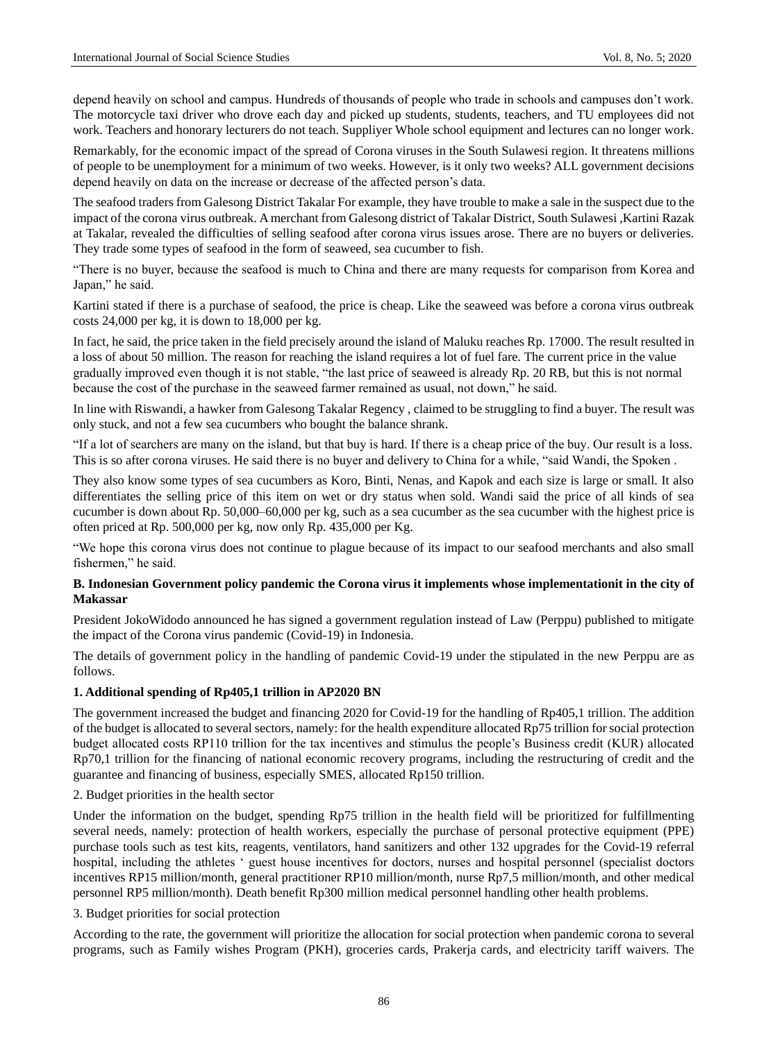depend heavily on school and campus. Hundreds of thousands of people who trade in schools and campuses don't work. The motorcycle taxi driver who drove each day and picked up students, students, teachers, and TU employees did not work. Teachers and honorary lecturers do not teach. Suppliyer Whole school equipment and lectures can no longer work.

Remarkably, for the economic impact of the spread of Corona viruses in the South Sulawesi region. It threatens millions of people to be unemployment for a minimum of two weeks. However, is it only two weeks? ALL government decisions depend heavily on data on the increase or decrease of the affected person's data.

The seafood traders from Galesong District Takalar For example, they have trouble to make a sale in the suspect due to the impact of the corona virus outbreak. A merchant from Galesong district of Takalar District, South Sulawesi ,Kartini Razak at Takalar, revealed the difficulties of selling seafood after corona virus issues arose. There are no buyers or deliveries. They trade some types of seafood in the form of seaweed, sea cucumber to fish.

"There is no buyer, because the seafood is much to China and there are many requests for comparison from Korea and Japan," he said.

Kartini stated if there is a purchase of seafood, the price is cheap. Like the seaweed was before a corona virus outbreak costs 24,000 per kg, it is down to 18,000 per kg.

In fact, he said, the price taken in the field precisely around the island of Maluku reaches Rp. 17000. The result resulted in a loss of about 50 million. The reason for reaching the island requires a lot of fuel fare. The current price in the value gradually improved even though it is not stable, "the last price of seaweed is already Rp. 20 RB, but this is not normal because the cost of the purchase in the seaweed farmer remained as usual, not down," he said.

In line with Riswandi, a hawker from Galesong Takalar Regency , claimed to be struggling to find a buyer. The result was only stuck, and not a few sea cucumbers who bought the balance shrank.

"If a lot of searchers are many on the island, but that buy is hard. If there is a cheap price of the buy. Our result is a loss. This is so after corona viruses. He said there is no buyer and delivery to China for a while, "said Wandi, the Spoken .

They also know some types of sea cucumbers as Koro, Binti, Nenas, and Kapok and each size is large or small. It also differentiates the selling price of this item on wet or dry status when sold. Wandi said the price of all kinds of sea cucumber is down about Rp. 50,000–60,000 per kg, such as a sea cucumber as the sea cucumber with the highest price is often priced at Rp. 500,000 per kg, now only Rp. 435,000 per Kg.

"We hope this corona virus does not continue to plague because of its impact to our seafood merchants and also small fishermen," he said.

**B. Indonesian Government policy pandemic the Corona virus it implements whose implementationit in the city of Makassar**

President JokoWidodo announced he has signed a government regulation instead of Law (Perppu) published to mitigate the impact of the Corona virus pandemic (Covid-19) in Indonesia.

The details of government policy in the handling of pandemic Covid-19 under the stipulated in the new Perppu are as follows.

**1. Additional spending of Rp405,1 trillion in AP2020 BN**

The government increased the budget and financing 2020 for Covid-19 for the handling of Rp405,1 trillion. The addition of the budget is allocated to several sectors, namely: for the health expenditure allocated Rp75 trillion for social protection budget allocated costs RP110 trillion for the tax incentives and stimulus the people's Business credit (KUR) allocated Rp70,1 trillion for the financing of national economic recovery programs, including the restructuring of credit and the guarantee and financing of business, especially SMES, allocated Rp150 trillion.

2. Budget priorities in the health sector

Under the information on the budget, spending Rp75 trillion in the health field will be prioritized for fulfillmenting several needs, namely: protection of health workers, especially the purchase of personal protective equipment (PPE) purchase tools such as test kits, reagents, ventilators, hand sanitizers and other 132 upgrades for the Covid-19 referral hospital, including the athletes ' guest house incentives for doctors, nurses and hospital personnel (specialist doctors incentives RP15 million/month, general practitioner RP10 million/month, nurse Rp7,5 million/month, and other medical personnel RP5 million/month). Death benefit Rp300 million medical personnel handling other health problems.

3. Budget priorities for social protection

According to the rate, the government will prioritize the allocation for social protection when pandemic corona to several programs, such as Family wishes Program (PKH), groceries cards, Prakerja cards, and electricity tariff waivers. The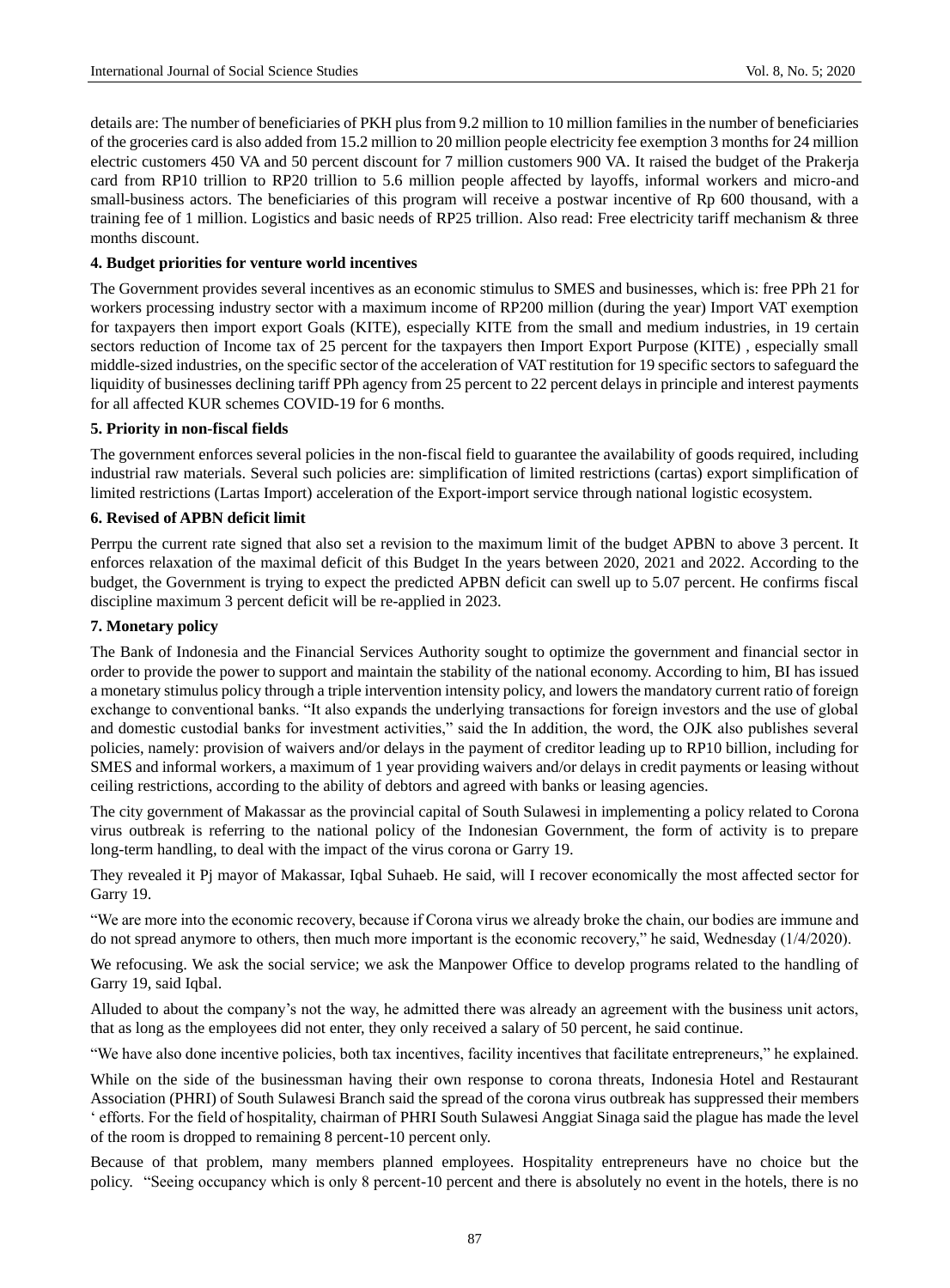details are: The number of beneficiaries of PKH plus from 9.2 million to 10 million families in the number of beneficiaries of the groceries card is also added from 15.2 million to 20 million people electricity fee exemption 3 months for 24 million electric customers 450 VA and 50 percent discount for 7 million customers 900 VA. It raised the budget of the Prakerja card from RP10 trillion to RP20 trillion to 5.6 million people affected by layoffs, informal workers and micro-and small-business actors. The beneficiaries of this program will receive a postwar incentive of Rp 600 thousand, with a training fee of 1 million. Logistics and basic needs of RP25 trillion. Also read: Free electricity tariff mechanism & three months discount.

**4. Budget priorities for venture world incentives**

The Government provides several incentives as an economic stimulus to SMES and businesses, which is: free PPh 21 for workers processing industry sector with a maximum income of RP200 million (during the year) Import VAT exemption for taxpayers then import export Goals (KITE), especially KITE from the small and medium industries, in 19 certain sectors reduction of Income tax of 25 percent for the taxpayers then Import Export Purpose (KITE) , especially small middle-sized industries, on the specific sector of the acceleration of VAT restitution for 19 specific sectors to safeguard the liquidity of businesses declining tariff PPh agency from 25 percent to 22 percent delays in principle and interest payments for all affected KUR schemes COVID-19 for 6 months.

**5. Priority in non-fiscal fields**

The government enforces several policies in the non-fiscal field to guarantee the availability of goods required, including industrial raw materials. Several such policies are: simplification of limited restrictions (cartas) export simplification of limited restrictions (Lartas Import) acceleration of the Export-import service through national logistic ecosystem.

**6. Revised of APBN deficit limit**

Perrpu the current rate signed that also set a revision to the maximum limit of the budget APBN to above 3 percent. It enforces relaxation of the maximal deficit of this Budget In the years between 2020, 2021 and 2022. According to the budget, the Government is trying to expect the predicted APBN deficit can swell up to 5.07 percent. He confirms fiscal discipline maximum 3 percent deficit will be re-applied in 2023.

**7. Monetary policy**

The Bank of Indonesia and the Financial Services Authority sought to optimize the government and financial sector in order to provide the power to support and maintain the stability of the national economy. According to him, BI has issued a monetary stimulus policy through a triple intervention intensity policy, and lowers the mandatory current ratio of foreign exchange to conventional banks. "It also expands the underlying transactions for foreign investors and the use of global and domestic custodial banks for investment activities," said the In addition, the word, the OJK also publishes several policies, namely: provision of waivers and/or delays in the payment of creditor leading up to RP10 billion, including for SMES and informal workers, a maximum of 1 year providing waivers and/or delays in credit payments or leasing without ceiling restrictions, according to the ability of debtors and agreed with banks or leasing agencies.

The city government of Makassar as the provincial capital of South Sulawesi in implementing a policy related to Corona virus outbreak is referring to the national policy of the Indonesian Government, the form of activity is to prepare long-term handling, to deal with the impact of the virus corona or Garry 19.

They revealed it Pj mayor of Makassar, Iqbal Suhaeb. He said, will I recover economically the most affected sector for Garry 19.

"We are more into the economic recovery, because if Corona virus we already broke the chain, our bodies are immune and do not spread anymore to others, then much more important is the economic recovery," he said, Wednesday (1/4/2020).

We refocusing. We ask the social service; we ask the Manpower Office to develop programs related to the handling of Garry 19, said Iqbal.

Alluded to about the company's not the way, he admitted there was already an agreement with the business unit actors, that as long as the employees did not enter, they only received a salary of 50 percent, he said continue.

"We have also done incentive policies, both tax incentives, facility incentives that facilitate entrepreneurs," he explained.

While on the side of the businessman having their own response to corona threats, Indonesia Hotel and Restaurant Association (PHRI) of South Sulawesi Branch said the spread of the corona virus outbreak has suppressed their members ' efforts. For the field of hospitality, chairman of PHRI South Sulawesi Anggiat Sinaga said the plague has made the level of the room is dropped to remaining 8 percent-10 percent only.

Because of that problem, many members planned employees. Hospitality entrepreneurs have no choice but the policy. "Seeing occupancy which is only 8 percent-10 percent and there is absolutely no event in the hotels, there is no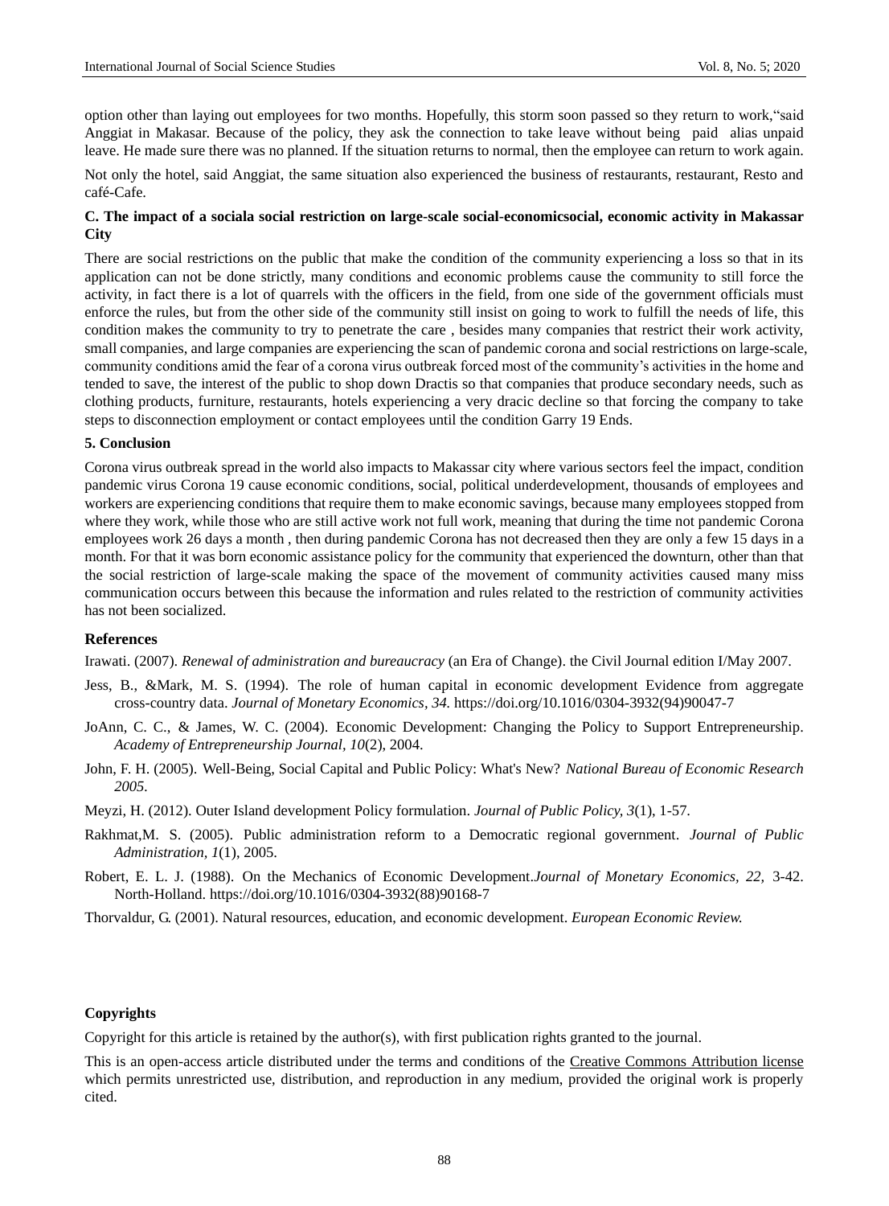option other than laying out employees for two months. Hopefully, this storm soon passed so they return to work,"said Anggiat in Makasar. Because of the policy, they ask the connection to take leave without being paid alias unpaid leave. He made sure there was no planned. If the situation returns to normal, then the employee can return to work again.

Not only the hotel, said Anggiat, the same situation also experienced the business of restaurants, restaurant, Resto and café-Cafe.

### C. The impact of a sociala social restriction on large-scale social-economicsocial, economic activity in Makassar City

There are social restrictions on the public that make the condition of the community experiencing a loss so that in its application can not be done strictly, many conditions and economic problems cause the community to still force the activity, in fact there is a lot of quarrels with the officers in the field, from one side of the government officials must enforce the rules, but from the other side of the community still insist on going to work to fulfill the needs of life, this condition makes the community to try to penetrate the care , besides many companies that restrict their work activity, small companies, and large companies are experiencing the scan of pandemic corona and social restrictions on large-scale, community conditions amid the fear of a corona virus outbreak forced most of the community's activities in the home and tended to save, the interest of the public to shop down Dractis so that companies that produce secondary needs, such as clothing products, furniture, restaurants, hotels experiencing a very dracic decline so that forcing the company to take steps to disconnection employment or contact employees until the condition Garry 19 Ends.

## 5. Conclusion

Corona virus outbreak spread in the world also impacts to Makassar city where various sectors feel the impact, condition pandemic virus Corona 19 cause economic conditions, social, political underdevelopment, thousands of employees and workers are experiencing conditions that require them to make economic savings, because many employees stopped from where they work, while those who are still active work not full work, meaning that during the time not pandemic Corona employees work 26 days a month , then during pandemic Corona has not decreased then they are only a few 15 days in a month. For that it was born economic assistance policy for the community that experienced the downturn, other than that the social restriction of large-scale making the space of the movement of community activities caused many miss communication occurs between this because the information and rules related to the restriction of community activities has not been socialized.

## References

Irawati. (2007). *Renewal of administration and bureaucracy* (an Era of Change). the Civil Journal edition I/May 2007.

Jess, B., &Mark, M. S. (1994). The role of human capital in economic development Evidence from aggregate cross-country data. *Journal of Monetary Economics, 34.* https://doi.org/10.1016/0304-3932(94)90047-7

JoAnn, C. C., & James, W. C. (2004). Economic Development: Changing the Policy to Support Entrepreneurship. *Academy of Entrepreneurship Journal, 10*(2), 2004.

John, F. H. (2005). Well-Being, Social Capital and Public Policy: What's New? *National Bureau of Economic Research 2005.*

Meyzi, H. (2012). Outer Island development Policy formulation. *Journal of Public Policy, 3*(1), 1-57.

Rakhmat,M. S. (2005). Public administration reform to a Democratic regional government. *Journal of Public Administration, 1*(1), 2005.

Robert, E. L. J. (1988). On the Mechanics of Economic Development.*Journal of Monetary Economics, 22,* 3-42. North-Holland. https://doi.org/10.1016/0304-3932(88)90168-7

Thorvaldur, G. (2001). Natural resources, education, and economic development. *European Economic Review.*

## Copyrights

Copyright for this article is retained by the author(s), with first publication rights granted to the journal.

This is an open-access article distributed under the terms and conditions of the Creative Commons Attribution license which permits unrestricted use, distribution, and reproduction in any medium, provided the original work is properly cited.